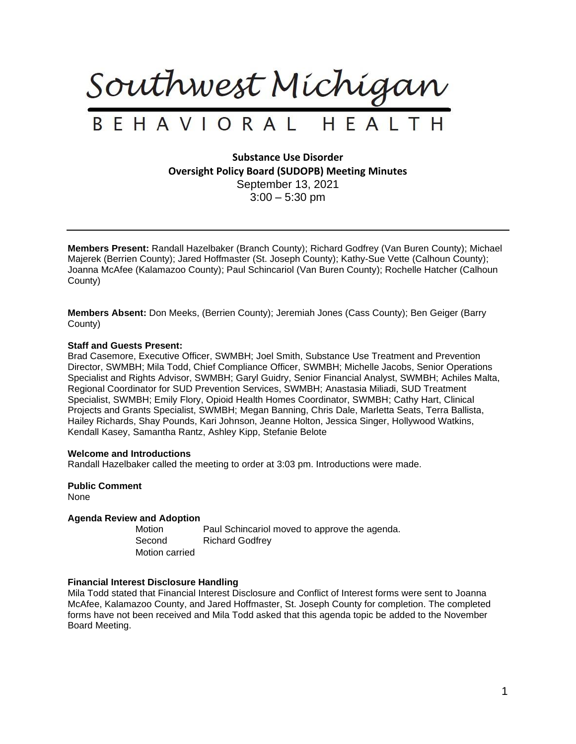# Southwest Michigan

## BEHAVIORAL HEALTH

**Substance Use Disorder**
**Oversight Policy Board (SUDOPB) Meeting Minutes**
September 13, 2021
3:00 – 5:30 pm

---

**Members Present:** Randall Hazelbaker (Branch County); Richard Godfrey (Van Buren County); Michael Majerek (Berrien County); Jared Hoffmaster (St. Joseph County); Kathy-Sue Vette (Calhoun County); Joanna McAfee (Kalamazoo County); Paul Schincariol (Van Buren County); Rochelle Hatcher (Calhoun County)

**Members Absent:** Don Meeks, (Berrien County); Jeremiah Jones (Cass County); Ben Geiger (Barry County)

**Staff and Guests Present:**
Brad Casemore, Executive Officer, SWMBH; Joel Smith, Substance Use Treatment and Prevention Director, SWMBH; Mila Todd, Chief Compliance Officer, SWMBH; Michelle Jacobs, Senior Operations Specialist and Rights Advisor, SWMBH; Garyl Guidry, Senior Financial Analyst, SWMBH; Achiles Malta, Regional Coordinator for SUD Prevention Services, SWMBH; Anastasia Miliadi, SUD Treatment Specialist, SWMBH; Emily Flory, Opioid Health Homes Coordinator, SWMBH; Cathy Hart, Clinical Projects and Grants Specialist, SWMBH; Megan Banning, Chris Dale, Marletta Seats, Terra Ballista, Hailey Richards, Shay Pounds, Kari Johnson, Jeanne Holton, Jessica Singer, Hollywood Watkins, Kendall Kasey, Samantha Rantz, Ashley Kipp, Stefanie Belote

**Welcome and Introductions**
Randall Hazelbaker called the meeting to order at 3:03 pm. Introductions were made.

**Public Comment**
None

**Agenda Review and Adoption**

Motion — Paul Schincariol moved to approve the agenda.
Second — Richard Godfrey
Motion carried

**Financial Interest Disclosure Handling**
Mila Todd stated that Financial Interest Disclosure and Conflict of Interest forms were sent to Joanna McAfee, Kalamazoo County, and Jared Hoffmaster, St. Joseph County for completion. The completed forms have not been received and Mila Todd asked that this agenda topic be added to the November Board Meeting.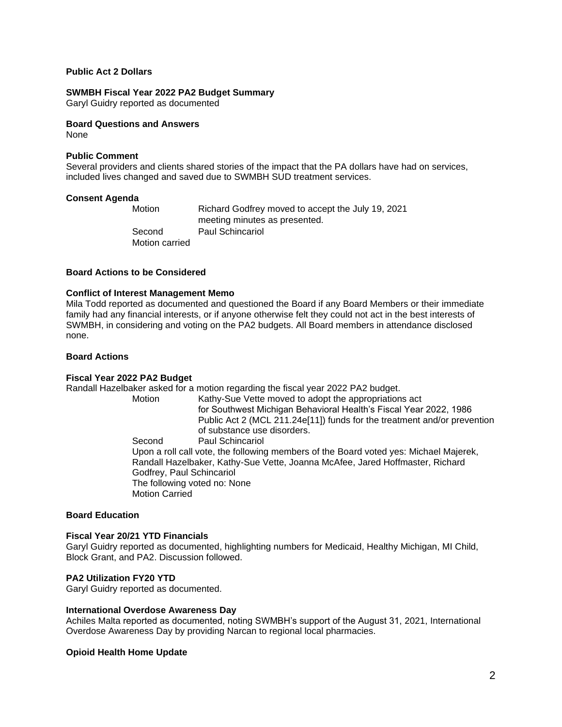**Public Act 2 Dollars**

**SWMBH Fiscal Year 2022 PA2 Budget Summary**
Garyl Guidry reported as documented

**Board Questions and Answers**
None

**Public Comment**
Several providers and clients shared stories of the impact that the PA dollars have had on services, included lives changed and saved due to SWMBH SUD treatment services.

**Consent Agenda**

Motion: Richard Godfrey moved to accept the July 19, 2021 meeting minutes as presented.
Second: Paul Schincariol
Motion carried

**Board Actions to be Considered**

**Conflict of Interest Management Memo**
Mila Todd reported as documented and questioned the Board if any Board Members or their immediate family had any financial interests, or if anyone otherwise felt they could not act in the best interests of SWMBH, in considering and voting on the PA2 budgets. All Board members in attendance disclosed none.

**Board Actions**

**Fiscal Year 2022 PA2 Budget**
Randall Hazelbaker asked for a motion regarding the fiscal year 2022 PA2 budget.

Motion: Kathy-Sue Vette moved to adopt the appropriations act for Southwest Michigan Behavioral Health's Fiscal Year 2022, 1986 Public Act 2 (MCL 211.24e[11]) funds for the treatment and/or prevention of substance use disorders.
Second: Paul Schincariol
Upon a roll call vote, the following members of the Board voted yes: Michael Majerek, Randall Hazelbaker, Kathy-Sue Vette, Joanna McAfee, Jared Hoffmaster, Richard Godfrey, Paul Schincariol
The following voted no: None
Motion Carried

**Board Education**

**Fiscal Year 20/21 YTD Financials**
Garyl Guidry reported as documented, highlighting numbers for Medicaid, Healthy Michigan, MI Child, Block Grant, and PA2. Discussion followed.

**PA2 Utilization FY20 YTD**
Garyl Guidry reported as documented.

**International Overdose Awareness Day**
Achiles Malta reported as documented, noting SWMBH's support of the August 31, 2021, International Overdose Awareness Day by providing Narcan to regional local pharmacies.

**Opioid Health Home Update**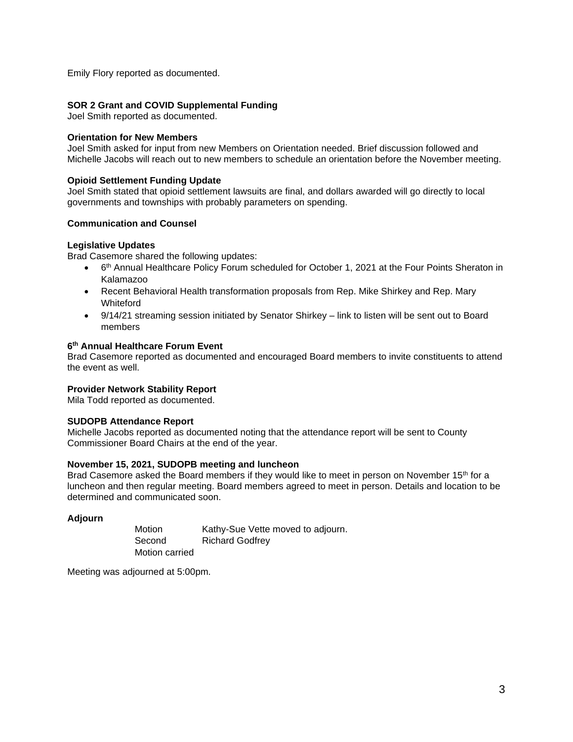Emily Flory reported as documented.

**SOR 2 Grant and COVID Supplemental Funding**
Joel Smith reported as documented.

**Orientation for New Members**
Joel Smith asked for input from new Members on Orientation needed. Brief discussion followed and Michelle Jacobs will reach out to new members to schedule an orientation before the November meeting.

**Opioid Settlement Funding Update**
Joel Smith stated that opioid settlement lawsuits are final, and dollars awarded will go directly to local governments and townships with probably parameters on spending.

**Communication and Counsel**

**Legislative Updates**
Brad Casemore shared the following updates:

- 6th Annual Healthcare Policy Forum scheduled for October 1, 2021 at the Four Points Sheraton in Kalamazoo
- Recent Behavioral Health transformation proposals from Rep. Mike Shirkey and Rep. Mary Whiteford
- 9/14/21 streaming session initiated by Senator Shirkey – link to listen will be sent out to Board members

**6th Annual Healthcare Forum Event**
Brad Casemore reported as documented and encouraged Board members to invite constituents to attend the event as well.

**Provider Network Stability Report**
Mila Todd reported as documented.

**SUDOPB Attendance Report**
Michelle Jacobs reported as documented noting that the attendance report will be sent to County Commissioner Board Chairs at the end of the year.

**November 15, 2021, SUDOPB meeting and luncheon**
Brad Casemore asked the Board members if they would like to meet in person on November 15th for a luncheon and then regular meeting. Board members agreed to meet in person. Details and location to be determined and communicated soon.

**Adjourn**

Motion Kathy-Sue Vette moved to adjourn.
Second Richard Godfrey
Motion carried

Meeting was adjourned at 5:00pm.